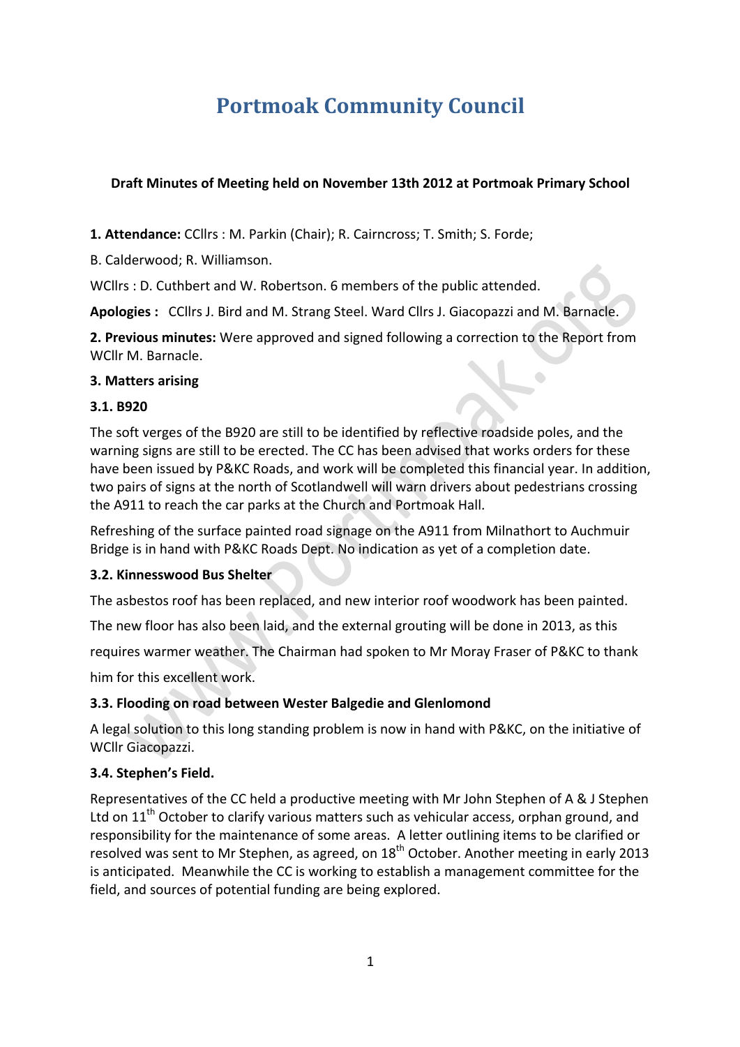# Portmoak Community Council

**Draft Minutes of Meeting held on November 13th 2012 at Portmoak Primary School**

**1. Attendance:** CCllrs : M. Parkin (Chair); R. Cairncross; T. Smith; S. Forde; B. Calderwood; R. Williamson.

WCllrs : D. Cuthbert and W. Robertson. 6 members of the public attended.

**Apologies :** CCllrs J. Bird and M. Strang Steel. Ward Cllrs J. Giacopazzi and M. Barnacle.

**2. Previous minutes:** Were approved and signed following a correction to the Report from WCllr M. Barnacle.

**3. Matters arising**

**3.1. B920**

The soft verges of the B920 are still to be identified by reflective roadside poles, and the warning signs are still to be erected. The CC has been advised that works orders for these have been issued by P&KC Roads, and work will be completed this financial year. In addition, two pairs of signs at the north of Scotlandwell will warn drivers about pedestrians crossing the A911 to reach the car parks at the Church and Portmoak Hall.

Refreshing of the surface painted road signage on the A911 from Milnathort to Auchmuir Bridge is in hand with P&KC Roads Dept. No indication as yet of a completion date.

**3.2. Kinnesswood Bus Shelter**

The asbestos roof has been replaced, and new interior roof woodwork has been painted.

The new floor has also been laid, and the external grouting will be done in 2013, as this requires warmer weather. The Chairman had spoken to Mr Moray Fraser of P&KC to thank him for this excellent work.

**3.3. Flooding on road between Wester Balgedie and Glenlomond**

A legal solution to this long standing problem is now in hand with P&KC, on the initiative of WCllr Giacopazzi.

**3.4. Stephen's Field.**

Representatives of the CC held a productive meeting with Mr John Stephen of A & J Stephen Ltd on 11th October to clarify various matters such as vehicular access, orphan ground, and responsibility for the maintenance of some areas. A letter outlining items to be clarified or resolved was sent to Mr Stephen, as agreed, on 18th October. Another meeting in early 2013 is anticipated. Meanwhile the CC is working to establish a management committee for the field, and sources of potential funding are being explored.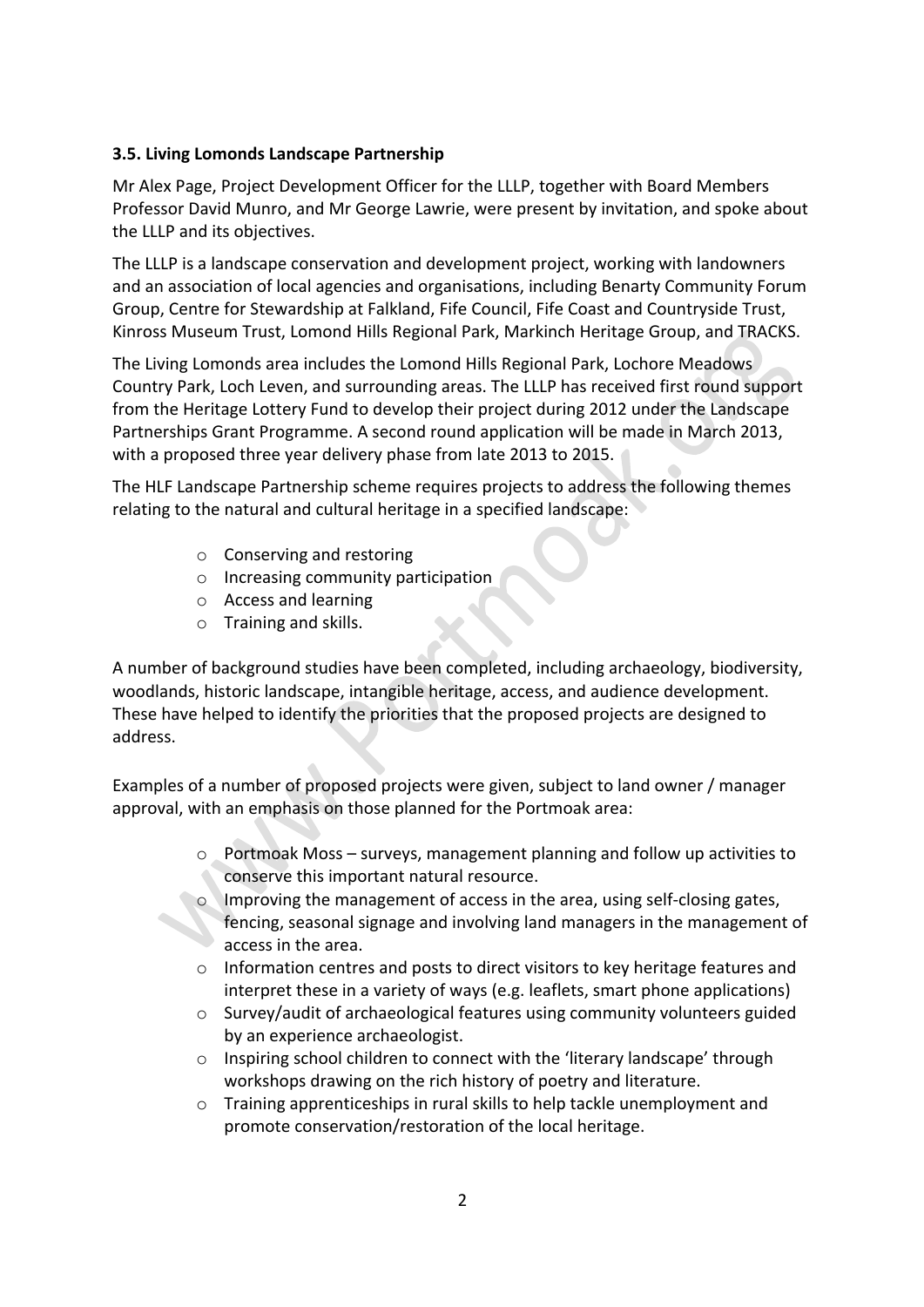### 3.5. Living Lomonds Landscape Partnership

Mr Alex Page, Project Development Officer for the LLLP, together with Board Members Professor David Munro, and Mr George Lawrie, were present by invitation, and spoke about the LLLP and its objectives.

The LLLP is a landscape conservation and development project, working with landowners and an association of local agencies and organisations, including Benarty Community Forum Group, Centre for Stewardship at Falkland, Fife Council, Fife Coast and Countryside Trust, Kinross Museum Trust, Lomond Hills Regional Park, Markinch Heritage Group, and TRACKS.

The Living Lomonds area includes the Lomond Hills Regional Park, Lochore Meadows Country Park, Loch Leven, and surrounding areas. The LLLP has received first round support from the Heritage Lottery Fund to develop their project during 2012 under the Landscape Partnerships Grant Programme. A second round application will be made in March 2013, with a proposed three year delivery phase from late 2013 to 2015.

The HLF Landscape Partnership scheme requires projects to address the following themes relating to the natural and cultural heritage in a specified landscape:

- Conserving and restoring
- Increasing community participation
- Access and learning
- Training and skills.

A number of background studies have been completed, including archaeology, biodiversity, woodlands, historic landscape, intangible heritage, access, and audience development. These have helped to identify the priorities that the proposed projects are designed to address.

Examples of a number of proposed projects were given, subject to land owner / manager approval, with an emphasis on those planned for the Portmoak area:

- Portmoak Moss – surveys, management planning and follow up activities to conserve this important natural resource.
- Improving the management of access in the area, using self-closing gates, fencing, seasonal signage and involving land managers in the management of access in the area.
- Information centres and posts to direct visitors to key heritage features and interpret these in a variety of ways (e.g. leaflets, smart phone applications)
- Survey/audit of archaeological features using community volunteers guided by an experience archaeologist.
- Inspiring school children to connect with the 'literary landscape' through workshops drawing on the rich history of poetry and literature.
- Training apprenticeships in rural skills to help tackle unemployment and promote conservation/restoration of the local heritage.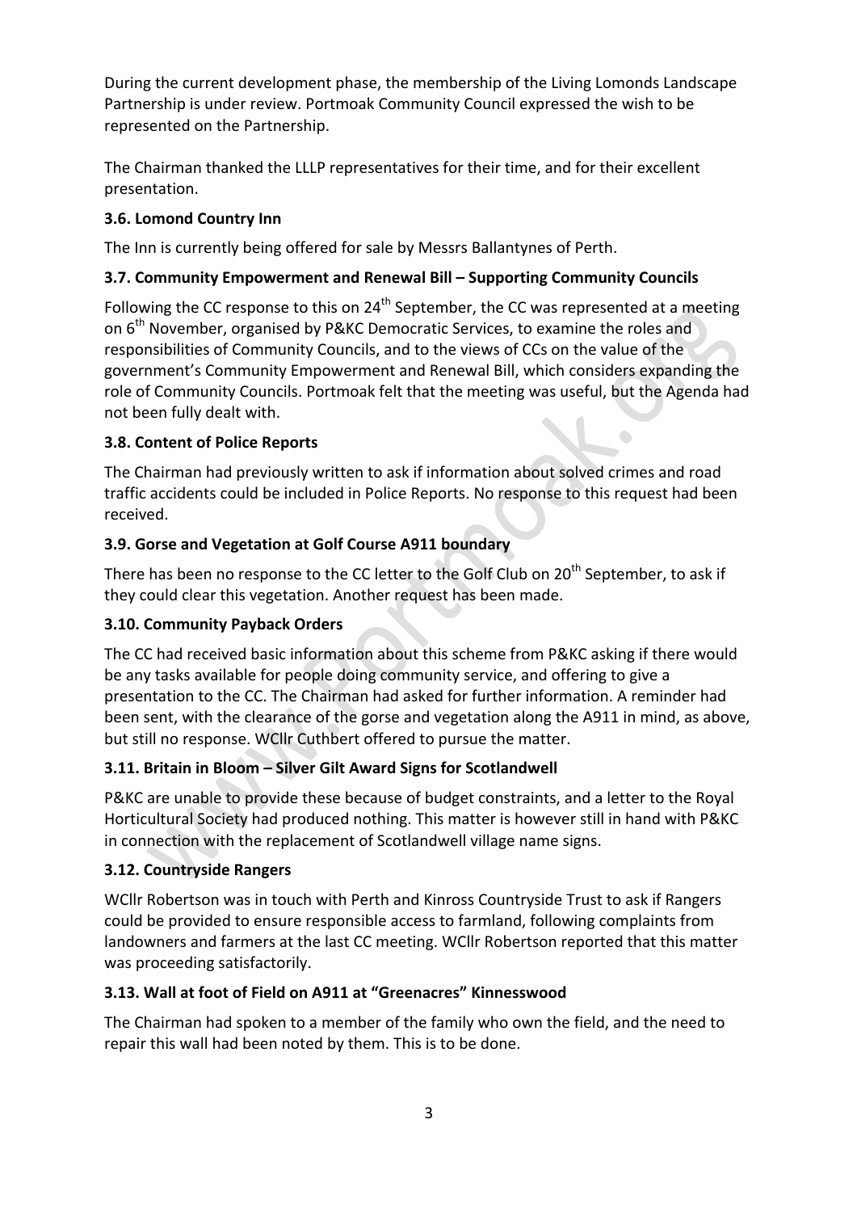During the current development phase, the membership of the Living Lomonds Landscape Partnership is under review. Portmoak Community Council expressed the wish to be represented on the Partnership.

The Chairman thanked the LLLP representatives for their time, and for their excellent presentation.

### 3.6. Lomond Country Inn

The Inn is currently being offered for sale by Messrs Ballantynes of Perth.

### 3.7. Community Empowerment and Renewal Bill – Supporting Community Councils

Following the CC response to this on 24th September, the CC was represented at a meeting on 6th November, organised by P&KC Democratic Services, to examine the roles and responsibilities of Community Councils, and to the views of CCs on the value of the government's Community Empowerment and Renewal Bill, which considers expanding the role of Community Councils. Portmoak felt that the meeting was useful, but the Agenda had not been fully dealt with.

### 3.8. Content of Police Reports

The Chairman had previously written to ask if information about solved crimes and road traffic accidents could be included in Police Reports. No response to this request had been received.

### 3.9. Gorse and Vegetation at Golf Course A911 boundary

There has been no response to the CC letter to the Golf Club on 20th September, to ask if they could clear this vegetation. Another request has been made.

### 3.10. Community Payback Orders

The CC had received basic information about this scheme from P&KC asking if there would be any tasks available for people doing community service, and offering to give a presentation to the CC. The Chairman had asked for further information. A reminder had been sent, with the clearance of the gorse and vegetation along the A911 in mind, as above, but still no response. WCllr Cuthbert offered to pursue the matter.

### 3.11. Britain in Bloom – Silver Gilt Award Signs for Scotlandwell

P&KC are unable to provide these because of budget constraints, and a letter to the Royal Horticultural Society had produced nothing. This matter is however still in hand with P&KC in connection with the replacement of Scotlandwell village name signs.

### 3.12. Countryside Rangers

WCllr Robertson was in touch with Perth and Kinross Countryside Trust to ask if Rangers could be provided to ensure responsible access to farmland, following complaints from landowners and farmers at the last CC meeting. WCllr Robertson reported that this matter was proceeding satisfactorily.

### 3.13. Wall at foot of Field on A911 at "Greenacres" Kinnesswood

The Chairman had spoken to a member of the family who own the field, and the need to repair this wall had been noted by them. This is to be done.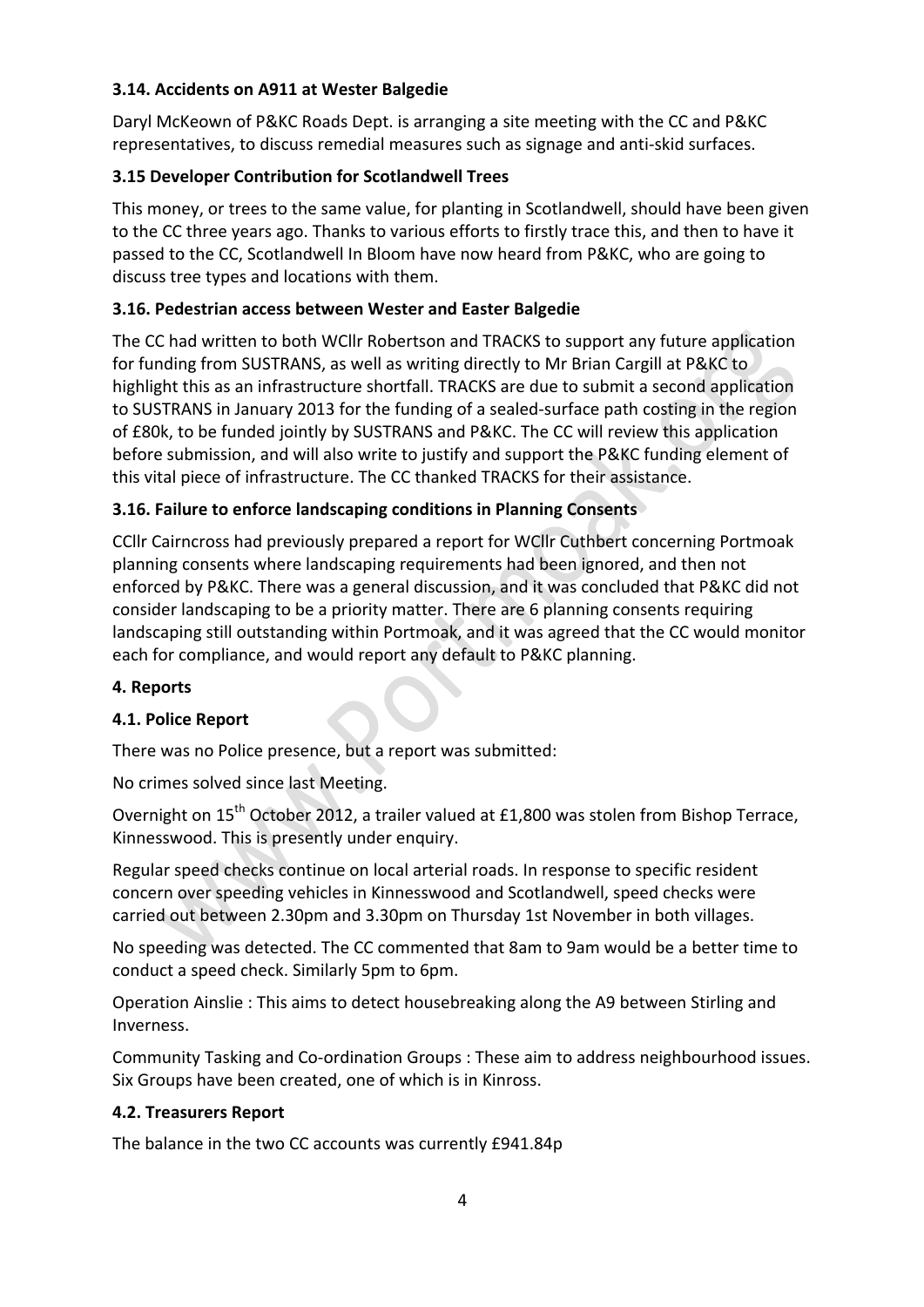### 3.14. Accidents on A911 at Wester Balgedie

Daryl McKeown of P&KC Roads Dept. is arranging a site meeting with the CC and P&KC representatives, to discuss remedial measures such as signage and anti-skid surfaces.

### 3.15 Developer Contribution for Scotlandwell Trees

This money, or trees to the same value, for planting in Scotlandwell, should have been given to the CC three years ago. Thanks to various efforts to firstly trace this, and then to have it passed to the CC, Scotlandwell In Bloom have now heard from P&KC, who are going to discuss tree types and locations with them.

### 3.16. Pedestrian access between Wester and Easter Balgedie

The CC had written to both WCllr Robertson and TRACKS to support any future application for funding from SUSTRANS, as well as writing directly to Mr Brian Cargill at P&KC to highlight this as an infrastructure shortfall. TRACKS are due to submit a second application to SUSTRANS in January 2013 for the funding of a sealed-surface path costing in the region of £80k, to be funded jointly by SUSTRANS and P&KC. The CC will review this application before submission, and will also write to justify and support the P&KC funding element of this vital piece of infrastructure. The CC thanked TRACKS for their assistance.

### 3.16. Failure to enforce landscaping conditions in Planning Consents

CCllr Cairncross had previously prepared a report for WCllr Cuthbert concerning Portmoak planning consents where landscaping requirements had been ignored, and then not enforced by P&KC. There was a general discussion, and it was concluded that P&KC did not consider landscaping to be a priority matter. There are 6 planning consents requiring landscaping still outstanding within Portmoak, and it was agreed that the CC would monitor each for compliance, and would report any default to P&KC planning.

## 4. Reports

### 4.1. Police Report

There was no Police presence, but a report was submitted:

No crimes solved since last Meeting.

Overnight on 15th October 2012, a trailer valued at £1,800 was stolen from Bishop Terrace, Kinnesswood. This is presently under enquiry.

Regular speed checks continue on local arterial roads. In response to specific resident concern over speeding vehicles in Kinnesswood and Scotlandwell, speed checks were carried out between 2.30pm and 3.30pm on Thursday 1st November in both villages.

No speeding was detected. The CC commented that 8am to 9am would be a better time to conduct a speed check. Similarly 5pm to 6pm.

Operation Ainslie : This aims to detect housebreaking along the A9 between Stirling and Inverness.

Community Tasking and Co-ordination Groups : These aim to address neighbourhood issues. Six Groups have been created, one of which is in Kinross.

### 4.2. Treasurers Report

The balance in the two CC accounts was currently £941.84p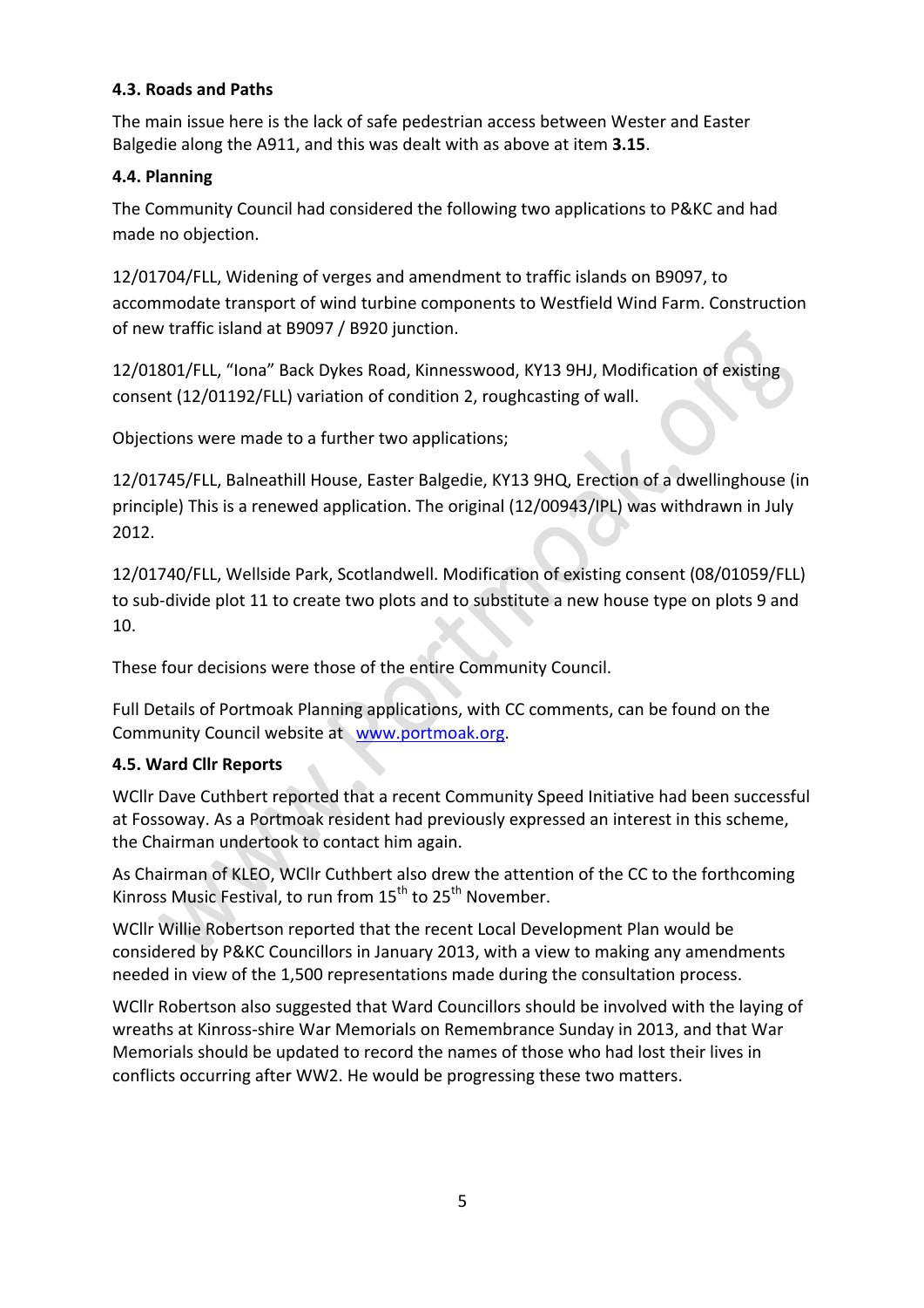#### 4.3. Roads and Paths

The main issue here is the lack of safe pedestrian access between Wester and Easter Balgedie along the A911, and this was dealt with as above at item **3.15**.

#### 4.4. Planning

The Community Council had considered the following two applications to P&KC and had made no objection.

12/01704/FLL, Widening of verges and amendment to traffic islands on B9097, to accommodate transport of wind turbine components to Westfield Wind Farm. Construction of new traffic island at B9097 / B920 junction.

12/01801/FLL, "Iona" Back Dykes Road, Kinnesswood, KY13 9HJ, Modification of existing consent (12/01192/FLL) variation of condition 2, roughcasting of wall.

Objections were made to a further two applications;

12/01745/FLL, Balneathill House, Easter Balgedie, KY13 9HQ, Erection of a dwellinghouse (in principle) This is a renewed application. The original (12/00943/IPL) was withdrawn in July 2012.

12/01740/FLL, Wellside Park, Scotlandwell. Modification of existing consent (08/01059/FLL) to sub-divide plot 11 to create two plots and to substitute a new house type on plots 9 and 10.

These four decisions were those of the entire Community Council.

Full Details of Portmoak Planning applications, with CC comments, can be found on the Community Council website at [www.portmoak.org](http://www.portmoak.org).

#### 4.5. Ward Cllr Reports

WCllr Dave Cuthbert reported that a recent Community Speed Initiative had been successful at Fossoway. As a Portmoak resident had previously expressed an interest in this scheme, the Chairman undertook to contact him again.

As Chairman of KLEO, WCllr Cuthbert also drew the attention of the CC to the forthcoming Kinross Music Festival, to run from 15th to 25th November.

WCllr Willie Robertson reported that the recent Local Development Plan would be considered by P&KC Councillors in January 2013, with a view to making any amendments needed in view of the 1,500 representations made during the consultation process.

WCllr Robertson also suggested that Ward Councillors should be involved with the laying of wreaths at Kinross-shire War Memorials on Remembrance Sunday in 2013, and that War Memorials should be updated to record the names of those who had lost their lives in conflicts occurring after WW2. He would be progressing these two matters.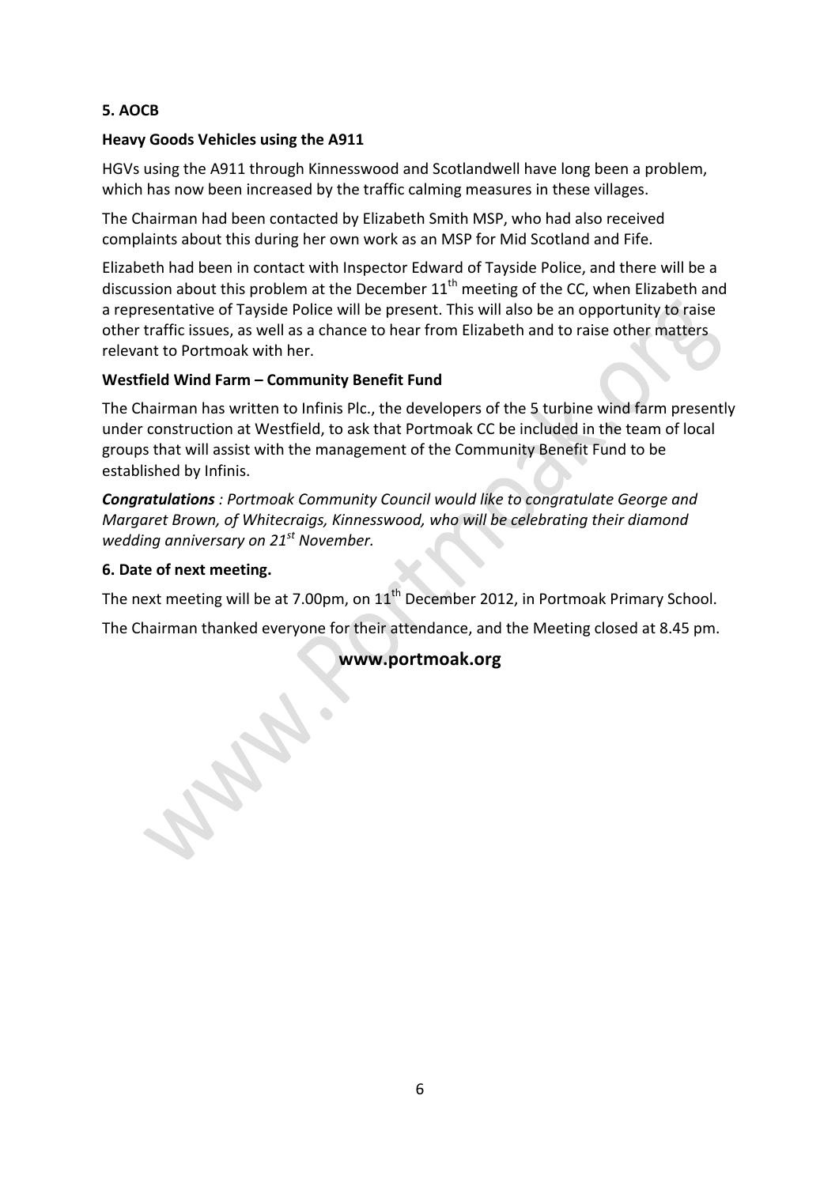**5. AOCB**

**Heavy Goods Vehicles using the A911**

HGVs using the A911 through Kinnesswood and Scotlandwell have long been a problem, which has now been increased by the traffic calming measures in these villages.

The Chairman had been contacted by Elizabeth Smith MSP, who had also received complaints about this during her own work as an MSP for Mid Scotland and Fife.

Elizabeth had been in contact with Inspector Edward of Tayside Police, and there will be a discussion about this problem at the December 11th meeting of the CC, when Elizabeth and a representative of Tayside Police will be present. This will also be an opportunity to raise other traffic issues, as well as a chance to hear from Elizabeth and to raise other matters relevant to Portmoak with her.

**Westfield Wind Farm – Community Benefit Fund**

The Chairman has written to Infinis Plc., the developers of the 5 turbine wind farm presently under construction at Westfield, to ask that Portmoak CC be included in the team of local groups that will assist with the management of the Community Benefit Fund to be established by Infinis.

***Congratulations*** *: Portmoak Community Council would like to congratulate George and Margaret Brown, of Whitecraigs, Kinnesswood, who will be celebrating their diamond wedding anniversary on 21st November.*

**6. Date of next meeting.**

The next meeting will be at 7.00pm, on 11th December 2012, in Portmoak Primary School.

The Chairman thanked everyone for their attendance, and the Meeting closed at 8.45 pm.

**www.portmoak.org**